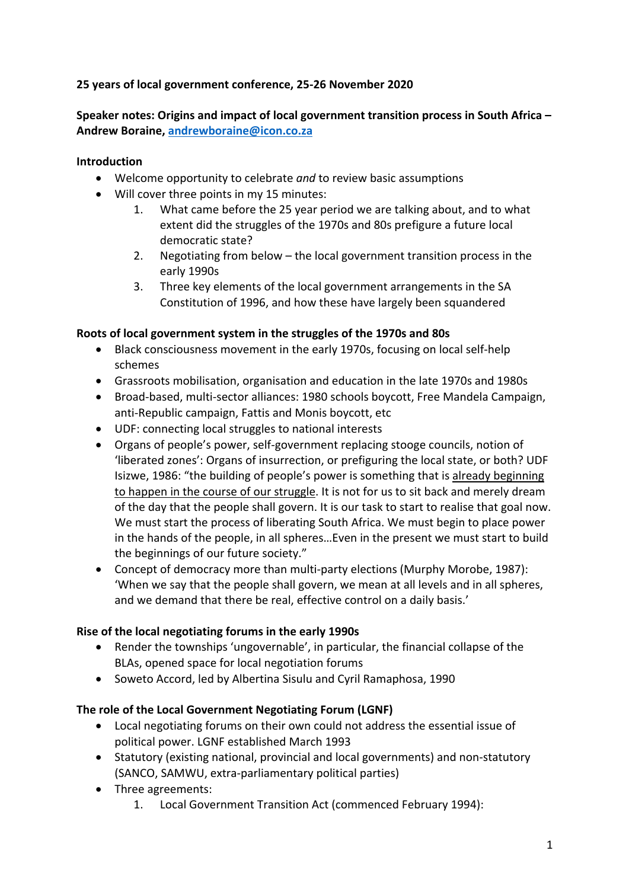**25 years of local government conference, 25-26 November 2020**

**Speaker notes: Origins and impact of local government transition process in South Africa – Andrew Boraine, [andrewboraine@icon.co.za](mailto:andrewboraine@icon.co.za)**

**Introduction**

- Welcome opportunity to celebrate *and* to review basic assumptions
- Will cover three points in my 15 minutes:
    1. What came before the 25 year period we are talking about, and to what extent did the struggles of the 1970s and 80s prefigure a future local democratic state?
    2. Negotiating from below – the local government transition process in the early 1990s
    3. Three key elements of the local government arrangements in the SA Constitution of 1996, and how these have largely been squandered

**Roots of local government system in the struggles of the 1970s and 80s**

- Black consciousness movement in the early 1970s, focusing on local self-help schemes
- Grassroots mobilisation, organisation and education in the late 1970s and 1980s
- Broad-based, multi-sector alliances: 1980 schools boycott, Free Mandela Campaign, anti-Republic campaign, Fattis and Monis boycott, etc
- UDF: connecting local struggles to national interests
- Organs of people's power, self-government replacing stooge councils, notion of 'liberated zones': Organs of insurrection, or prefiguring the local state, or both? UDF Isizwe, 1986: "the building of people's power is something that is <u>already beginning to happen in the course of our struggle</u>. It is not for us to sit back and merely dream of the day that the people shall govern. It is our task to start to realise that goal now. We must start the process of liberating South Africa. We must begin to place power in the hands of the people, in all spheres…Even in the present we must start to build the beginnings of our future society."
- Concept of democracy more than multi-party elections (Murphy Morobe, 1987): 'When we say that the people shall govern, we mean at all levels and in all spheres, and we demand that there be real, effective control on a daily basis.'

**Rise of the local negotiating forums in the early 1990s**

- Render the townships 'ungovernable', in particular, the financial collapse of the BLAs, opened space for local negotiation forums
- Soweto Accord, led by Albertina Sisulu and Cyril Ramaphosa, 1990

**The role of the Local Government Negotiating Forum (LGNF)**

- Local negotiating forums on their own could not address the essential issue of political power. LGNF established March 1993
- Statutory (existing national, provincial and local governments) and non-statutory (SANCO, SAMWU, extra-parliamentary political parties)
- Three agreements:
    1. Local Government Transition Act (commenced February 1994):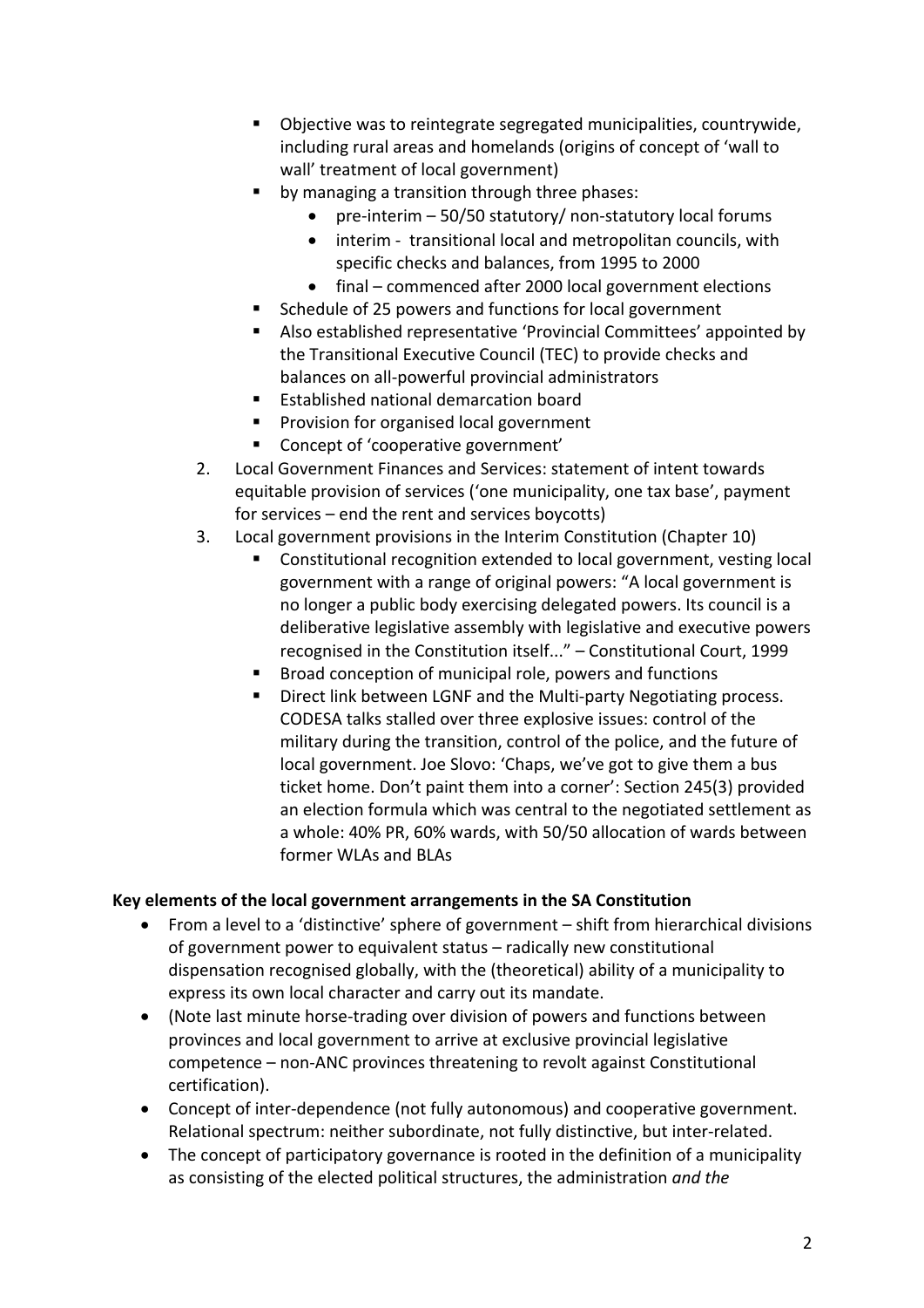- Objective was to reintegrate segregated municipalities, countrywide, including rural areas and homelands (origins of concept of 'wall to wall' treatment of local government)
    - by managing a transition through three phases:
        - pre-interim – 50/50 statutory/ non-statutory local forums
        - interim - transitional local and metropolitan councils, with specific checks and balances, from 1995 to 2000
        - final – commenced after 2000 local government elections
    - Schedule of 25 powers and functions for local government
    - Also established representative 'Provincial Committees' appointed by the Transitional Executive Council (TEC) to provide checks and balances on all-powerful provincial administrators
    - Established national demarcation board
    - Provision for organised local government
    - Concept of 'cooperative government'

2. Local Government Finances and Services: statement of intent towards equitable provision of services ('one municipality, one tax base', payment for services – end the rent and services boycotts)
3. Local government provisions in the Interim Constitution (Chapter 10)
    - Constitutional recognition extended to local government, vesting local government with a range of original powers: "A local government is no longer a public body exercising delegated powers. Its council is a deliberative legislative assembly with legislative and executive powers recognised in the Constitution itself..." – Constitutional Court, 1999
    - Broad conception of municipal role, powers and functions
    - Direct link between LGNF and the Multi-party Negotiating process. CODESA talks stalled over three explosive issues: control of the military during the transition, control of the police, and the future of local government. Joe Slovo: 'Chaps, we've got to give them a bus ticket home. Don't paint them into a corner': Section 245(3) provided an election formula which was central to the negotiated settlement as a whole: 40% PR, 60% wards, with 50/50 allocation of wards between former WLAs and BLAs

**Key elements of the local government arrangements in the SA Constitution**

- From a level to a 'distinctive' sphere of government – shift from hierarchical divisions of government power to equivalent status – radically new constitutional dispensation recognised globally, with the (theoretical) ability of a municipality to express its own local character and carry out its mandate.
- (Note last minute horse-trading over division of powers and functions between provinces and local government to arrive at exclusive provincial legislative competence – non-ANC provinces threatening to revolt against Constitutional certification).
- Concept of inter-dependence (not fully autonomous) and cooperative government. Relational spectrum: neither subordinate, not fully distinctive, but inter-related.
- The concept of participatory governance is rooted in the definition of a municipality as consisting of the elected political structures, the administration *and the*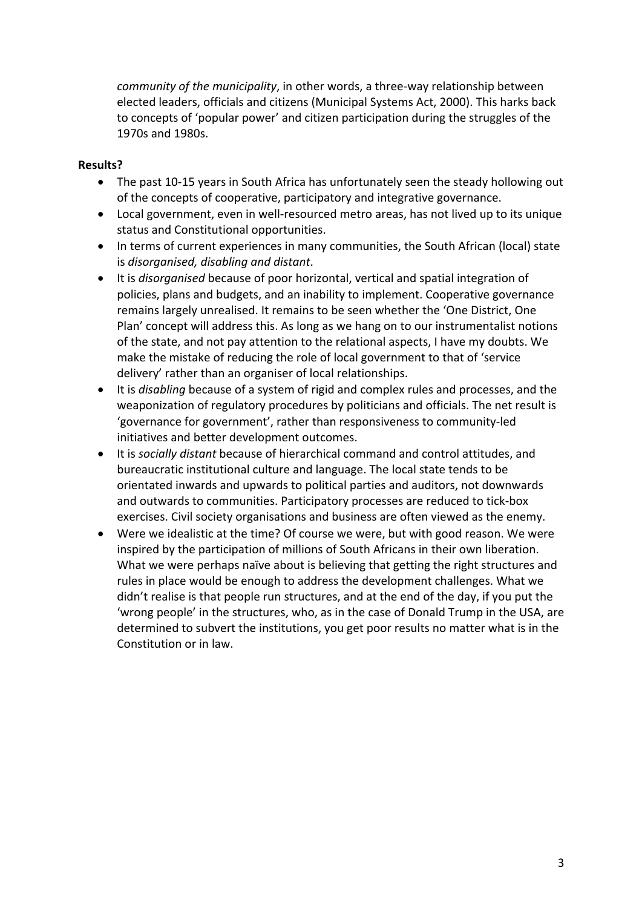*community of the municipality*, in other words, a three-way relationship between elected leaders, officials and citizens (Municipal Systems Act, 2000). This harks back to concepts of 'popular power' and citizen participation during the struggles of the 1970s and 1980s.

**Results?**

- The past 10-15 years in South Africa has unfortunately seen the steady hollowing out of the concepts of cooperative, participatory and integrative governance.
- Local government, even in well-resourced metro areas, has not lived up to its unique status and Constitutional opportunities.
- In terms of current experiences in many communities, the South African (local) state is *disorganised, disabling and distant*.
- It is *disorganised* because of poor horizontal, vertical and spatial integration of policies, plans and budgets, and an inability to implement. Cooperative governance remains largely unrealised. It remains to be seen whether the 'One District, One Plan' concept will address this. As long as we hang on to our instrumentalist notions of the state, and not pay attention to the relational aspects, I have my doubts. We make the mistake of reducing the role of local government to that of 'service delivery' rather than an organiser of local relationships.
- It is *disabling* because of a system of rigid and complex rules and processes, and the weaponization of regulatory procedures by politicians and officials. The net result is 'governance for government', rather than responsiveness to community-led initiatives and better development outcomes.
- It is *socially distant* because of hierarchical command and control attitudes, and bureaucratic institutional culture and language. The local state tends to be orientated inwards and upwards to political parties and auditors, not downwards and outwards to communities. Participatory processes are reduced to tick-box exercises. Civil society organisations and business are often viewed as the enemy.
- Were we idealistic at the time? Of course we were, but with good reason. We were inspired by the participation of millions of South Africans in their own liberation. What we were perhaps naïve about is believing that getting the right structures and rules in place would be enough to address the development challenges. What we didn't realise is that people run structures, and at the end of the day, if you put the 'wrong people' in the structures, who, as in the case of Donald Trump in the USA, are determined to subvert the institutions, you get poor results no matter what is in the Constitution or in law.